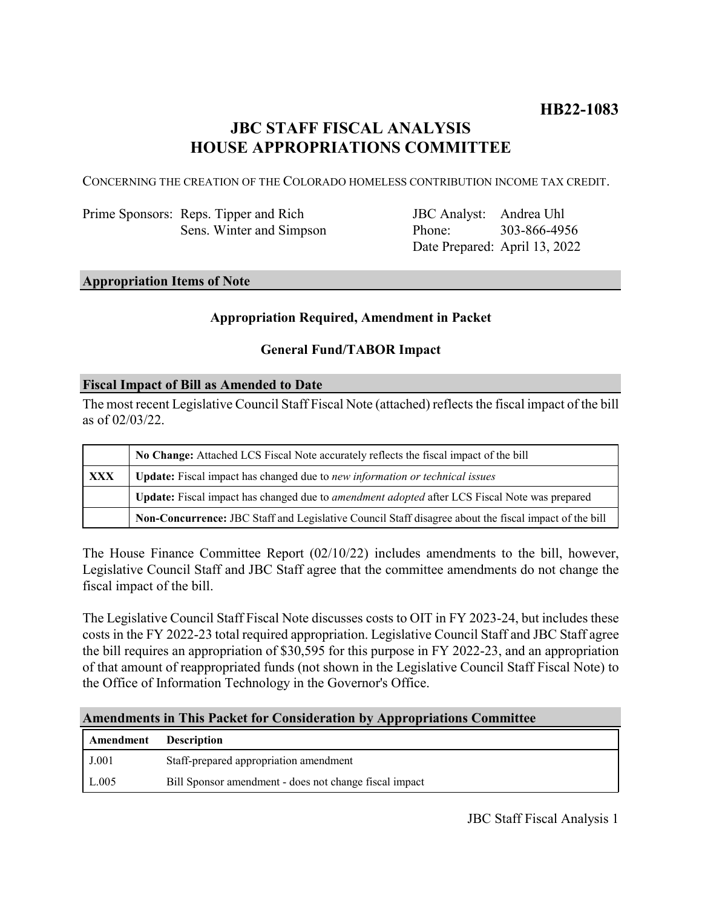**HB22-1083**

# JBC STAFF FISCAL ANALYSIS
# HOUSE APPROPRIATIONS COMMITTEE

CONCERNING THE CREATION OF THE COLORADO HOMELESS CONTRIBUTION INCOME TAX CREDIT.

Prime Sponsors: Reps. Tipper and Rich
Sens. Winter and Simpson

JBC Analyst: Andrea Uhl
Phone: 303-866-4956
Date Prepared: April 13, 2022

## Appropriation Items of Note

**Appropriation Required, Amendment in Packet**

**General Fund/TABOR Impact**

## Fiscal Impact of Bill as Amended to Date

The most recent Legislative Council Staff Fiscal Note (attached) reflects the fiscal impact of the bill as of 02/03/22.

| | |
|---|---|
| | **No Change:** Attached LCS Fiscal Note accurately reflects the fiscal impact of the bill |
| **XXX** | **Update:** Fiscal impact has changed due to *new information or technical issues* |
| | **Update:** Fiscal impact has changed due to *amendment adopted* after LCS Fiscal Note was prepared |
| | **Non-Concurrence:** JBC Staff and Legislative Council Staff disagree about the fiscal impact of the bill |

The House Finance Committee Report (02/10/22) includes amendments to the bill, however, Legislative Council Staff and JBC Staff agree that the committee amendments do not change the fiscal impact of the bill.

The Legislative Council Staff Fiscal Note discusses costs to OIT in FY 2023-24, but includes these costs in the FY 2022-23 total required appropriation. Legislative Council Staff and JBC Staff agree the bill requires an appropriation of $30,595 for this purpose in FY 2022-23, and an appropriation of that amount of reappropriated funds (not shown in the Legislative Council Staff Fiscal Note) to the Office of Information Technology in the Governor's Office.

## Amendments in This Packet for Consideration by Appropriations Committee

| Amendment | Description |
|---|---|
| J.001 | Staff-prepared appropriation amendment |
| L.005 | Bill Sponsor amendment - does not change fiscal impact |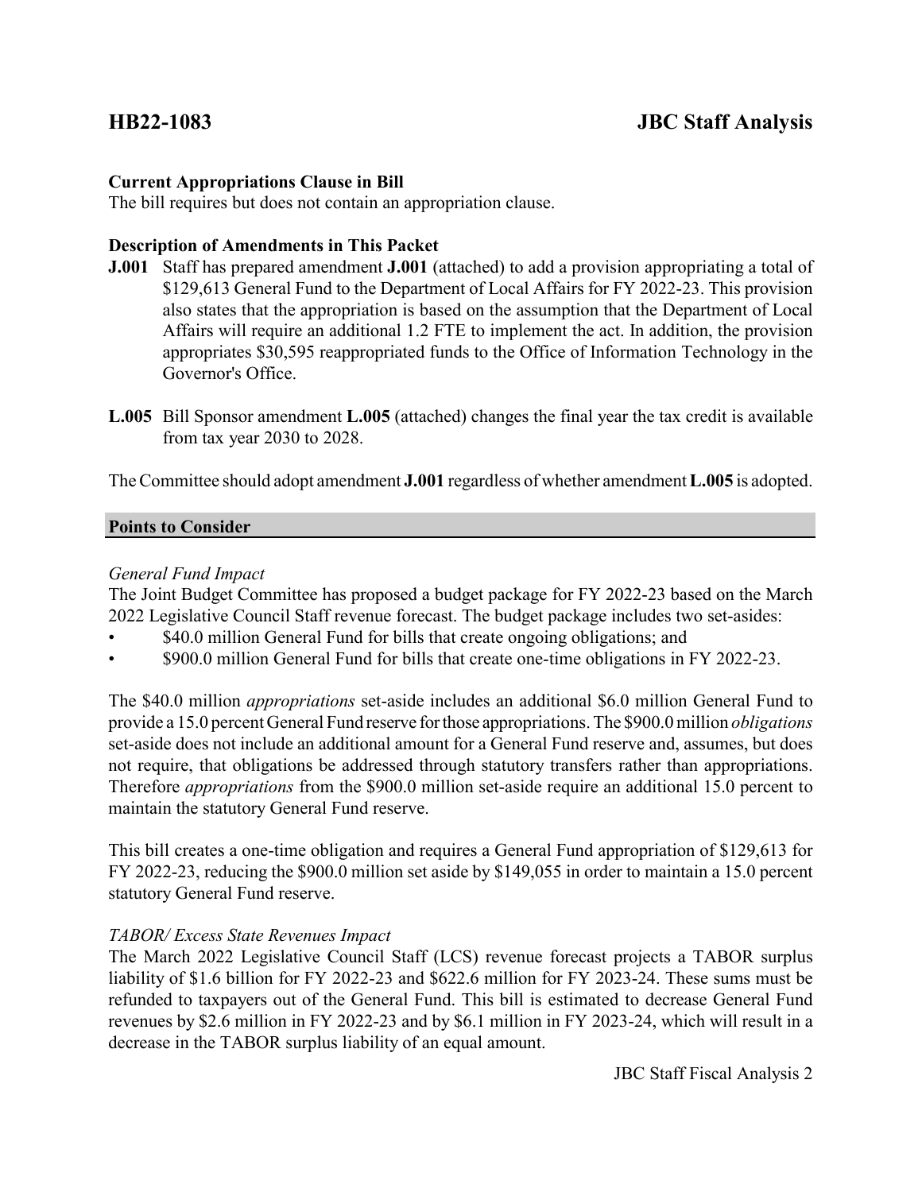**HB22-1083** **JBC Staff Analysis**

**Current Appropriations Clause in Bill**

The bill requires but does not contain an appropriation clause.

**Description of Amendments in This Packet**

**J.001** Staff has prepared amendment **J.001** (attached) to add a provision appropriating a total of $129,613 General Fund to the Department of Local Affairs for FY 2022-23. This provision also states that the appropriation is based on the assumption that the Department of Local Affairs will require an additional 1.2 FTE to implement the act. In addition, the provision appropriates $30,595 reappropriated funds to the Office of Information Technology in the Governor's Office.

**L.005** Bill Sponsor amendment **L.005** (attached) changes the final year the tax credit is available from tax year 2030 to 2028.

The Committee should adopt amendment **J.001** regardless of whether amendment **L.005** is adopted.

## Points to Consider

*General Fund Impact*

The Joint Budget Committee has proposed a budget package for FY 2022-23 based on the March 2022 Legislative Council Staff revenue forecast. The budget package includes two set-asides:

- $40.0 million General Fund for bills that create ongoing obligations; and
- $900.0 million General Fund for bills that create one-time obligations in FY 2022-23.

The $40.0 million *appropriations* set-aside includes an additional $6.0 million General Fund to provide a 15.0 percent General Fund reserve for those appropriations. The $900.0 million *obligations* set-aside does not include an additional amount for a General Fund reserve and, assumes, but does not require, that obligations be addressed through statutory transfers rather than appropriations. Therefore *appropriations* from the $900.0 million set-aside require an additional 15.0 percent to maintain the statutory General Fund reserve.

This bill creates a one-time obligation and requires a General Fund appropriation of $129,613 for FY 2022-23, reducing the $900.0 million set aside by $149,055 in order to maintain a 15.0 percent statutory General Fund reserve.

*TABOR/ Excess State Revenues Impact*

The March 2022 Legislative Council Staff (LCS) revenue forecast projects a TABOR surplus liability of $1.6 billion for FY 2022-23 and $622.6 million for FY 2023-24. These sums must be refunded to taxpayers out of the General Fund. This bill is estimated to decrease General Fund revenues by $2.6 million in FY 2022-23 and by $6.1 million in FY 2023-24, which will result in a decrease in the TABOR surplus liability of an equal amount.